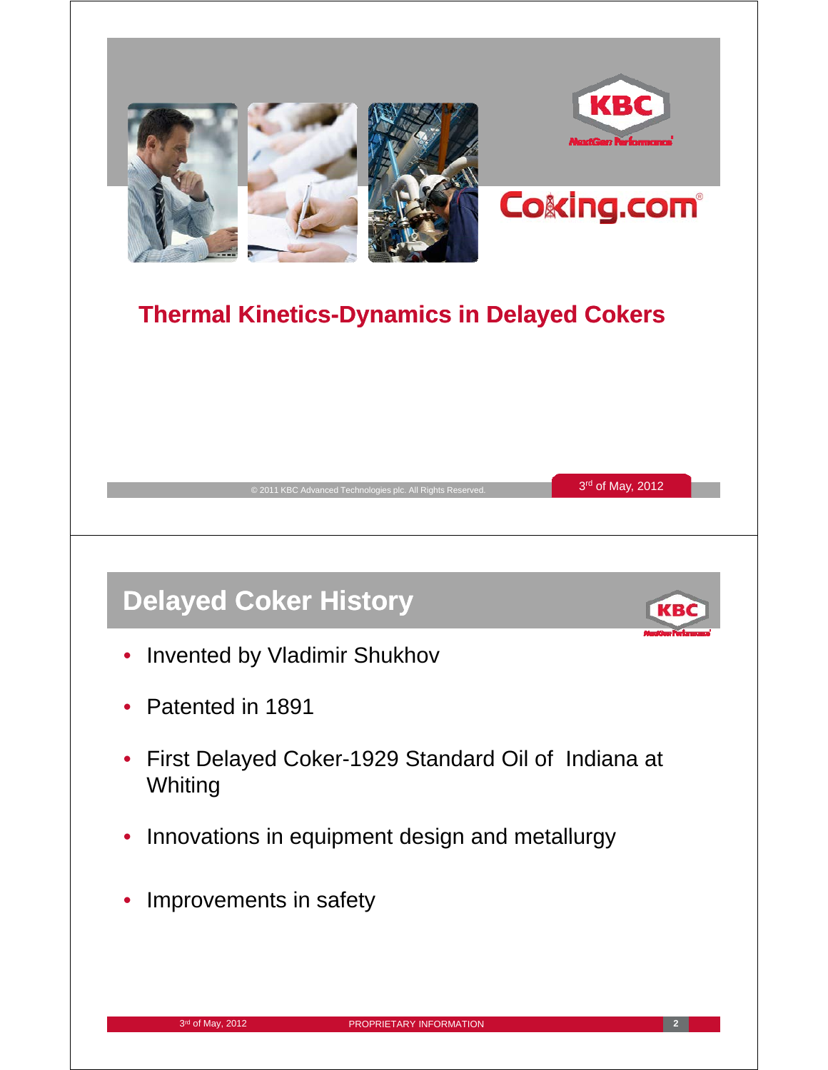# Thermal Kinetics-Dynamics in Delayed Cokers

© 2011 KBC Advanced Technologies plc. All Rights Reserved.

3rd of May, 2012

## Delayed Coker History

- Invented by Vladimir Shukhov
- Patented in 1891
- First Delayed Coker-1929 Standard Oil of Indiana at Whiting
- Innovations in equipment design and metallurgy
- Improvements in safety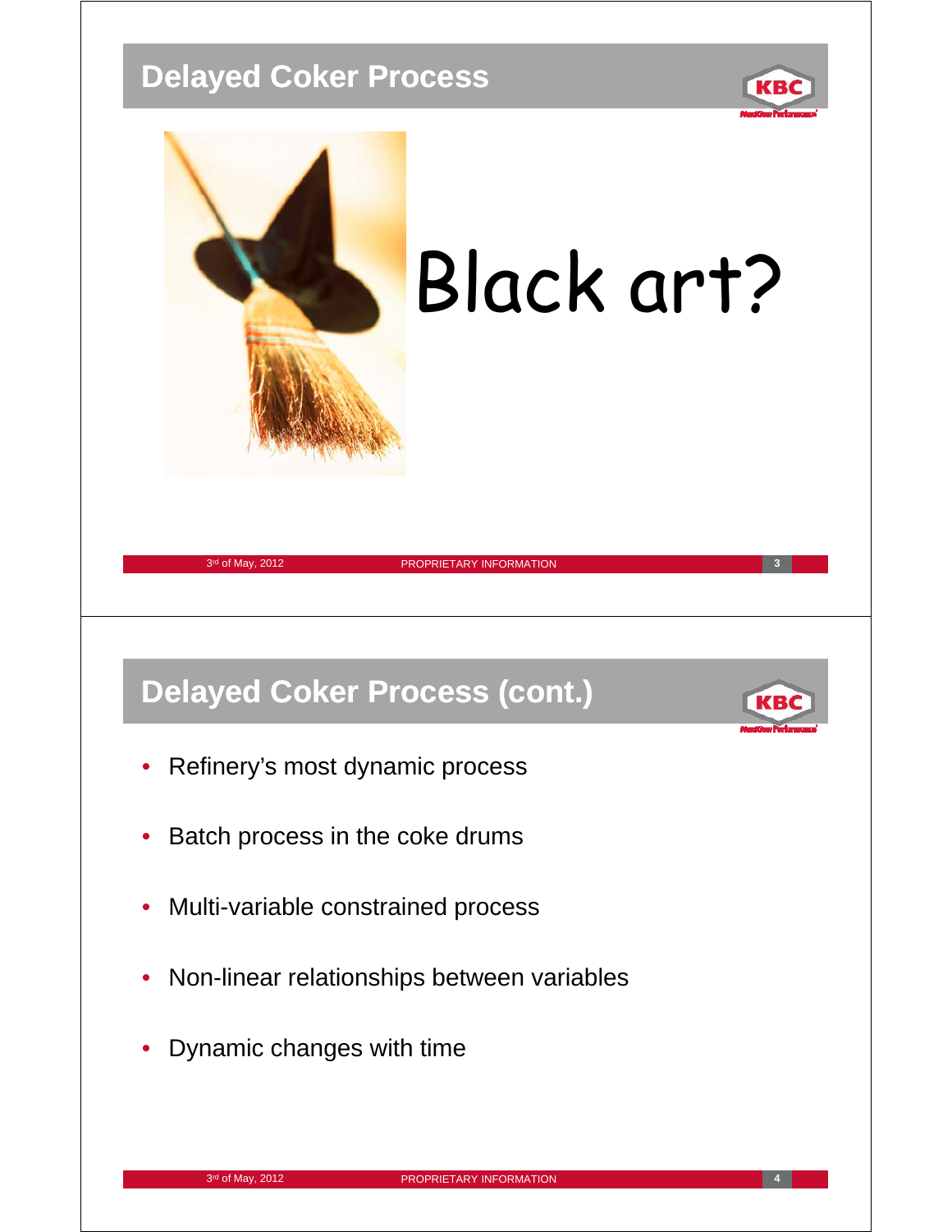## Delayed Coker Process

Black art?

## Delayed Coker Process (cont.)

- Refinery's most dynamic process
- Batch process in the coke drums
- Multi-variable constrained process
- Non-linear relationships between variables
- Dynamic changes with time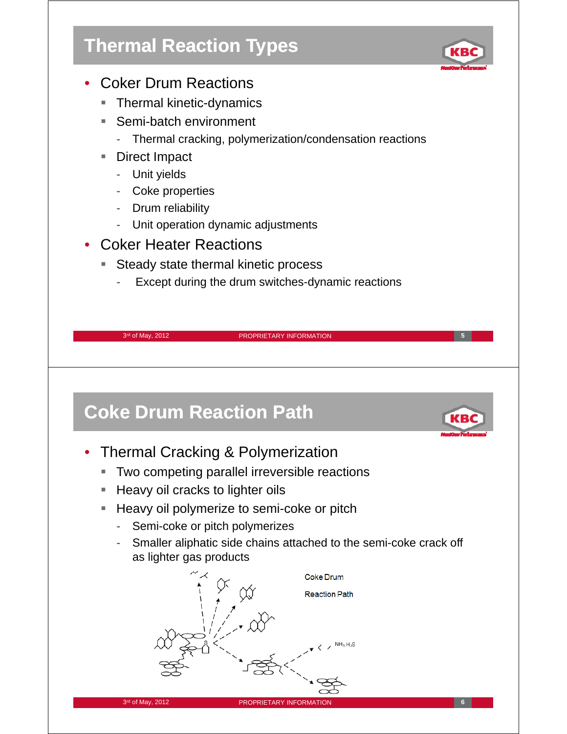# Thermal Reaction Types

- Coker Drum Reactions
  - Thermal kinetic-dynamics
  - Semi-batch environment
    - Thermal cracking, polymerization/condensation reactions
  - Direct Impact
    - Unit yields
    - Coke properties
    - Drum reliability
    - Unit operation dynamic adjustments
- Coker Heater Reactions
  - Steady state thermal kinetic process
    - Except during the drum switches-dynamic reactions

# Coke Drum Reaction Path

- Thermal Cracking & Polymerization
  - Two competing parallel irreversible reactions
  - Heavy oil cracks to lighter oils
  - Heavy oil polymerize to semi-coke or pitch
    - Semi-coke or pitch polymerizes
    - Smaller aliphatic side chains attached to the semi-coke crack off as lighter gas products

Coke Drum

Reaction Path

S

$NH_3$ $H_2S$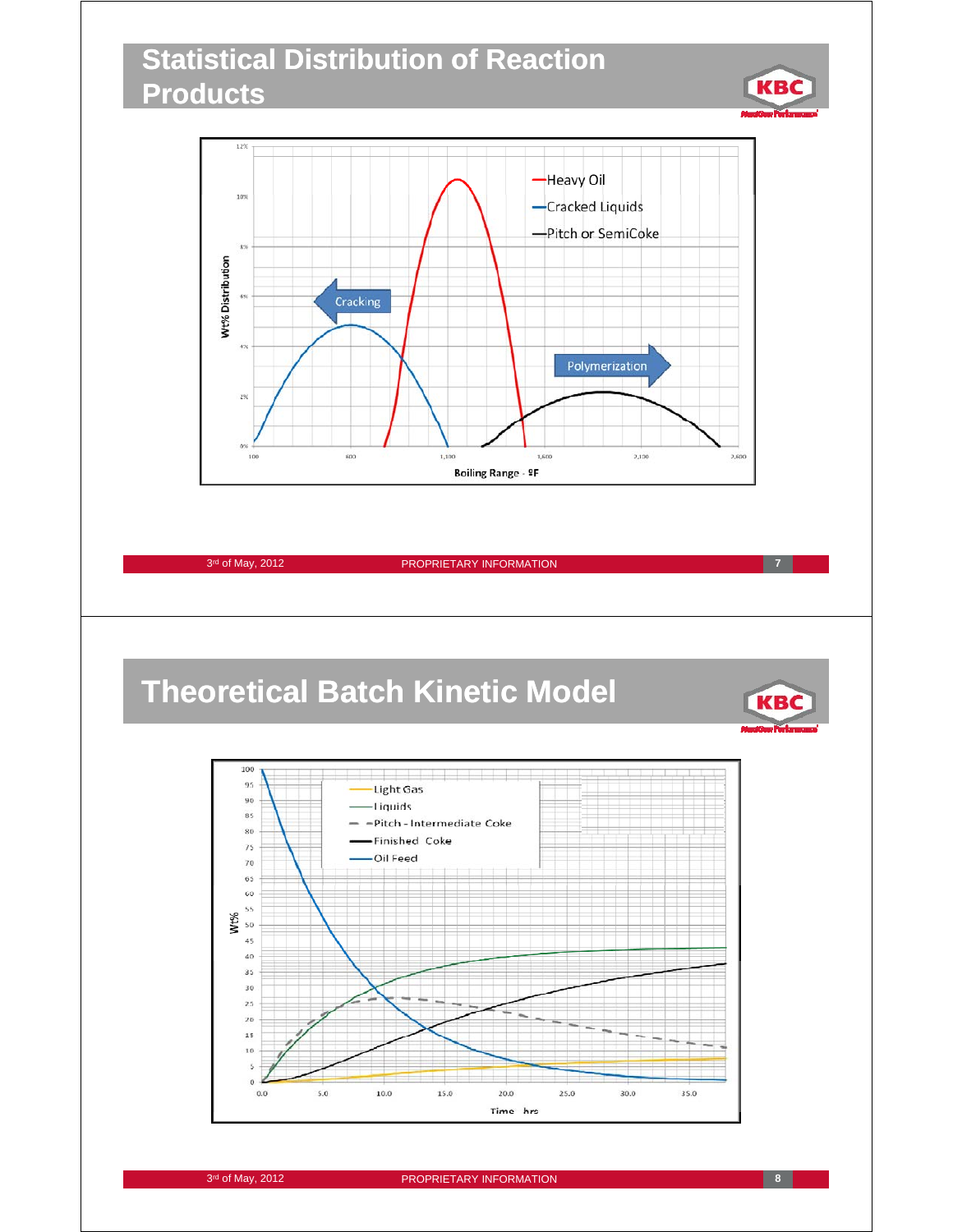## Statistical Distribution of Reaction Products

Wt% Distribution

12%
10%
8%
6%
4%
2%
0%

100
600
1,100
1,600
2,100
2,600

Boiling Range - ºF

Heavy Oil
Cracked Liquids
Pitch or SemiCoke

Cracking

Polymerization

## Theoretical Batch Kinetic Model

Wt%

100
95
90
85
80
75
70
65
60
55
50
45
40
35
30
25
20
15
10
5
0

0.0
5.0
10.0
15.0
20.0
25.0
30.0
35.0

Time, hrs

Light Gas
Liquids
Pitch - Intermediate Coke
Finished Coke
Oil Feed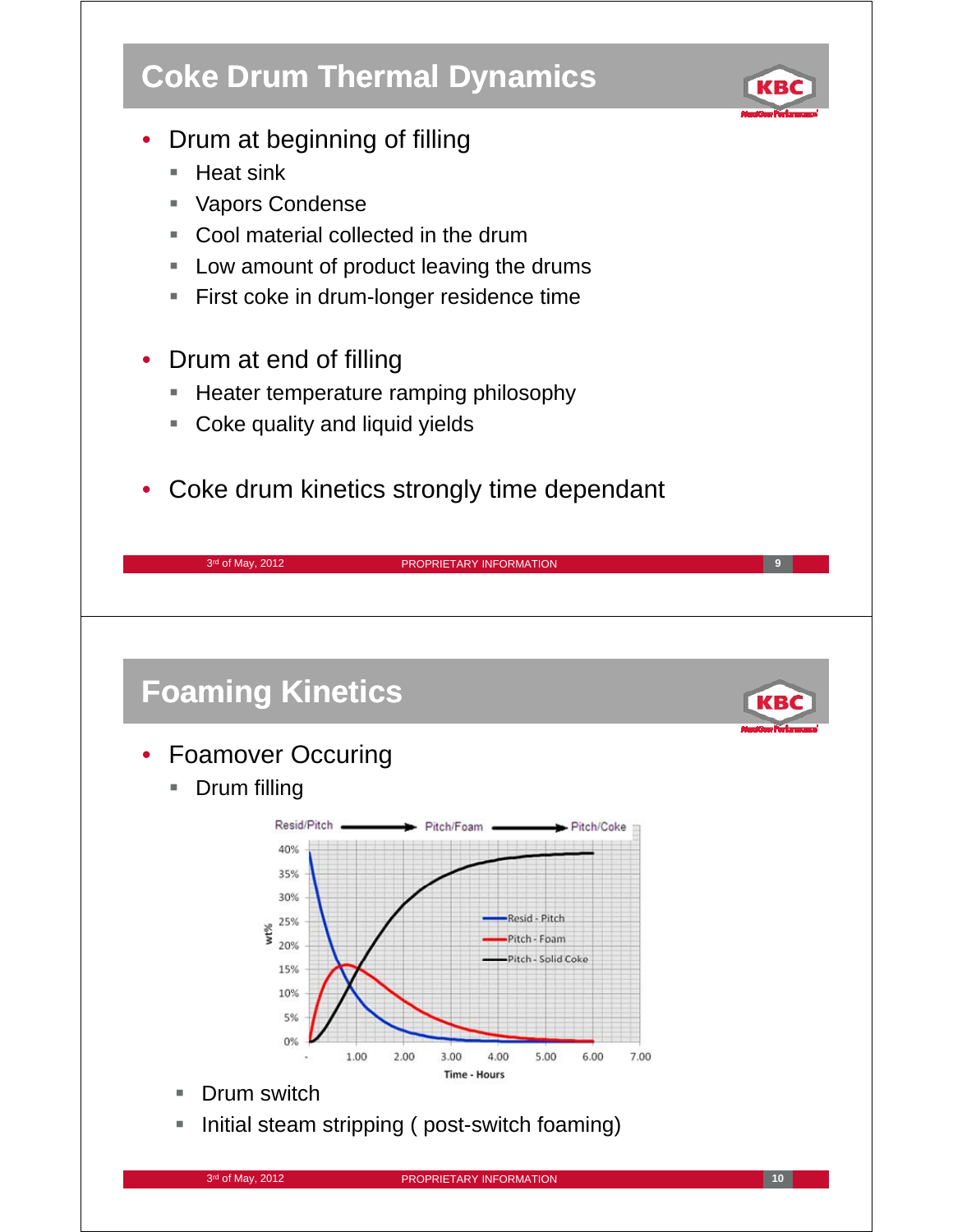# Coke Drum Thermal Dynamics

- Drum at beginning of filling
  - Heat sink
  - Vapors Condense
  - Cool material collected in the drum
  - Low amount of product leaving the drums
  - First coke in drum-longer residence time
- Drum at end of filling
  - Heater temperature ramping philosophy
  - Coke quality and liquid yields
- Coke drum kinetics strongly time dependant

# Foaming Kinetics

- Foamover Occuring
  - Drum filling

Resid/Pitch → Pitch/Foam → Pitch/Coke

wt%

40%
35%
30%
25%
20%
15%
10%
5%
0%

- 1.00 2.00 3.00 4.00 5.00 6.00 7.00

Time - Hours

Resid - Pitch
Pitch - Foam
Pitch - Solid Coke

  - Drum switch
  - Initial steam stripping ( post-switch foaming)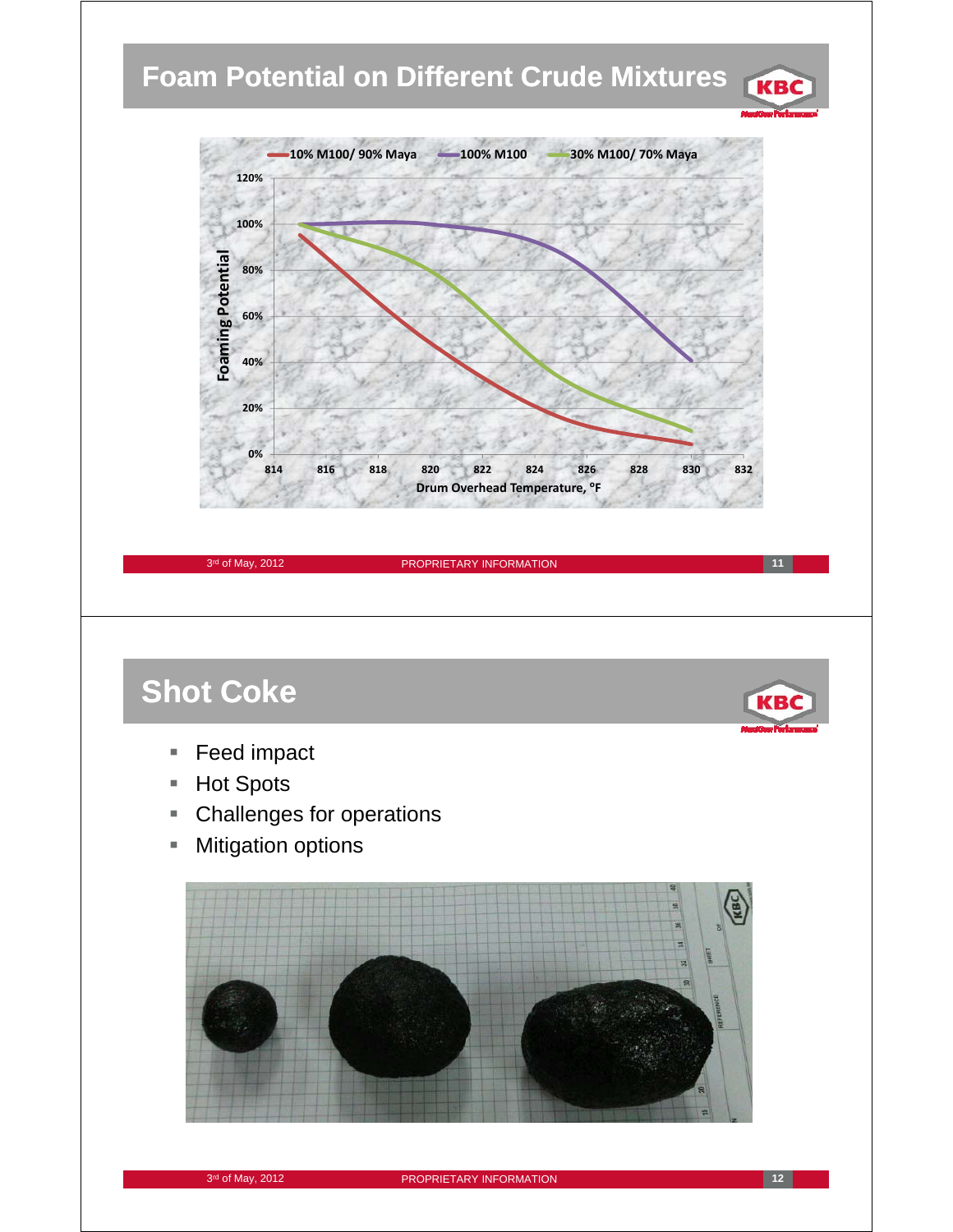## Foam Potential on Different Crude Mixtures

Legend: 10% M100/ 90% Maya — 100% M100 — 30% M100/ 70% Maya

Foaming Potential (0%–120%) vs. Drum Overhead Temperature, °F (814–832)

## Shot Coke

- Feed impact
- Hot Spots
- Challenges for operations
- Mitigation options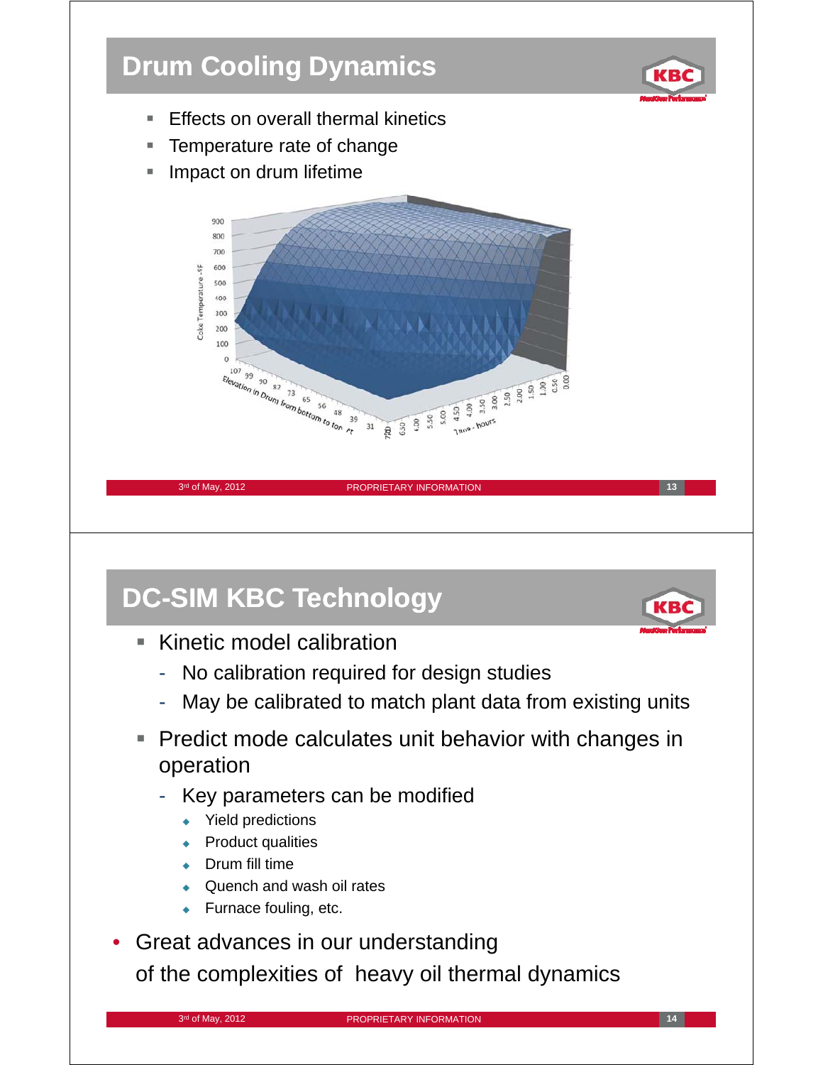## Drum Cooling Dynamics

- Effects on overall thermal kinetics
- Temperature rate of change
- Impact on drum lifetime

Coke Temperature - °F

900
800
700
600
500
400
300
200
100
0

Elevation in Drum from bottom to top, ft

107 99 90 82 73 65 56 48 39 31

Time - hours

7.00 6.50 6.00 5.50 5.00 4.50 4.00 3.50 3.00 2.50 2.00 1.50 1.00 0.50 0.00

## DC-SIM KBC Technology

- Kinetic model calibration
  - No calibration required for design studies
  - May be calibrated to match plant data from existing units
- Predict mode calculates unit behavior with changes in operation
  - Key parameters can be modified
    - Yield predictions
    - Product qualities
    - Drum fill time
    - Quench and wash oil rates
    - Furnace fouling, etc.

- Great advances in our understanding of the complexities of heavy oil thermal dynamics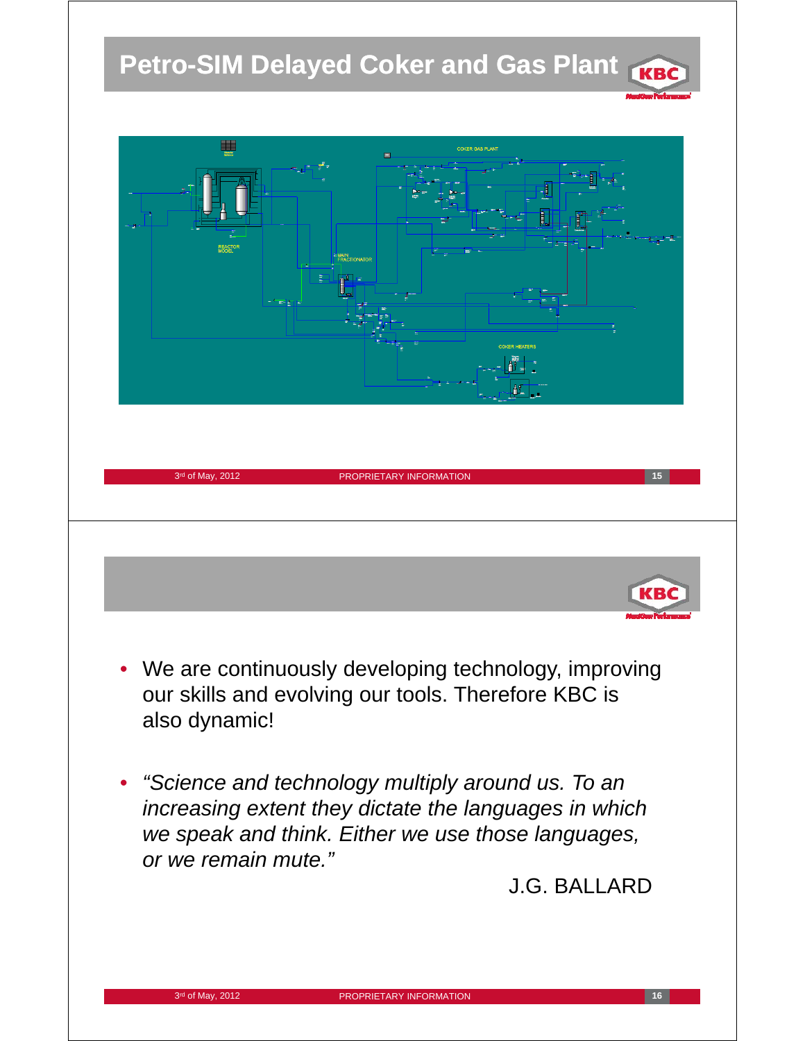# Petro-SIM Delayed Coker and Gas Plant

COKER GAS PLANT

REACTOR MODEL

MAIN FRACTIONATOR

COKER HEATERS

- We are continuously developing technology, improving our skills and evolving our tools. Therefore KBC is also dynamic!

- *"Science and technology multiply around us. To an increasing extent they dictate the languages in which we speak and think. Either we use those languages, or we remain mute."*

J.G. BALLARD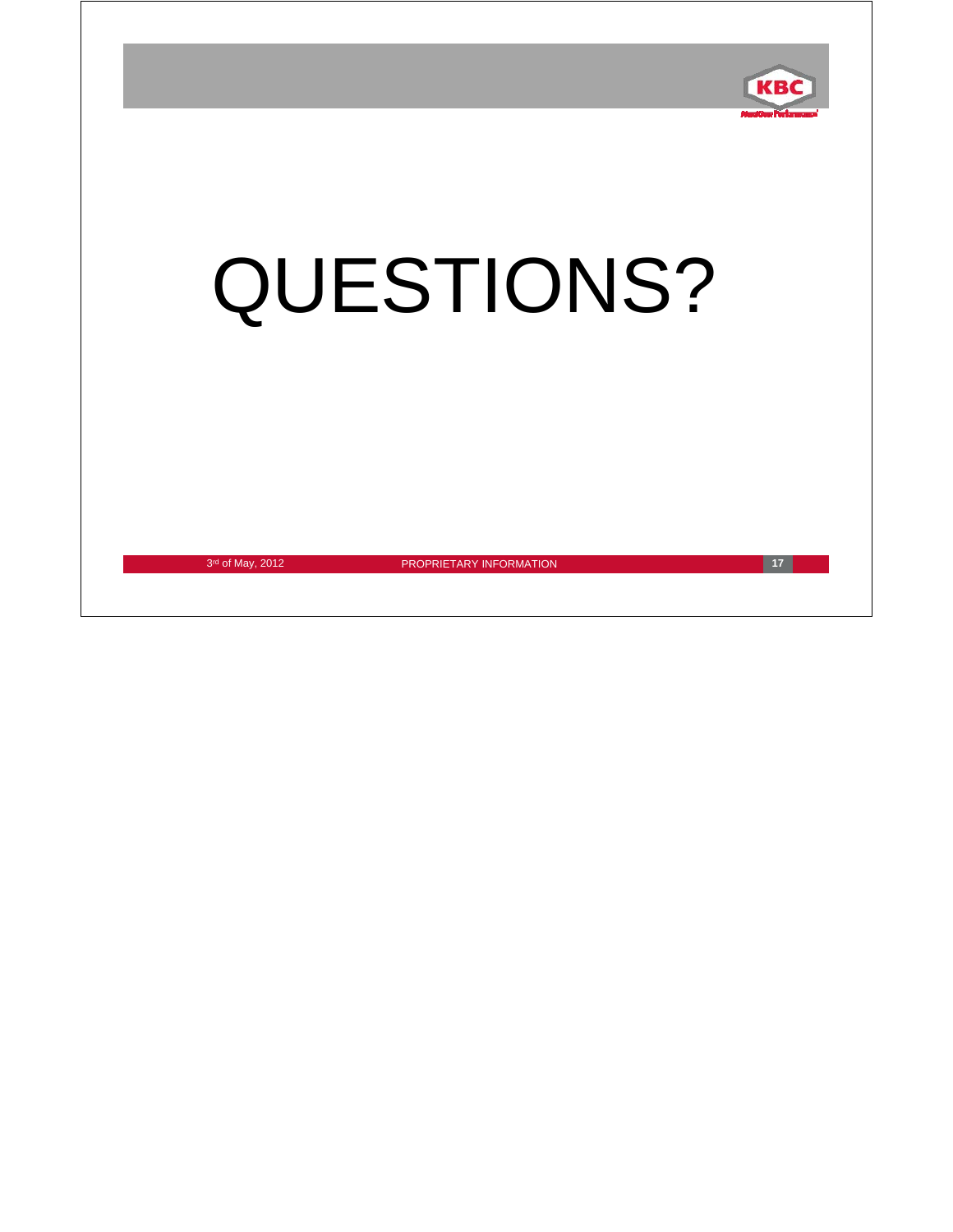# QUESTIONS?